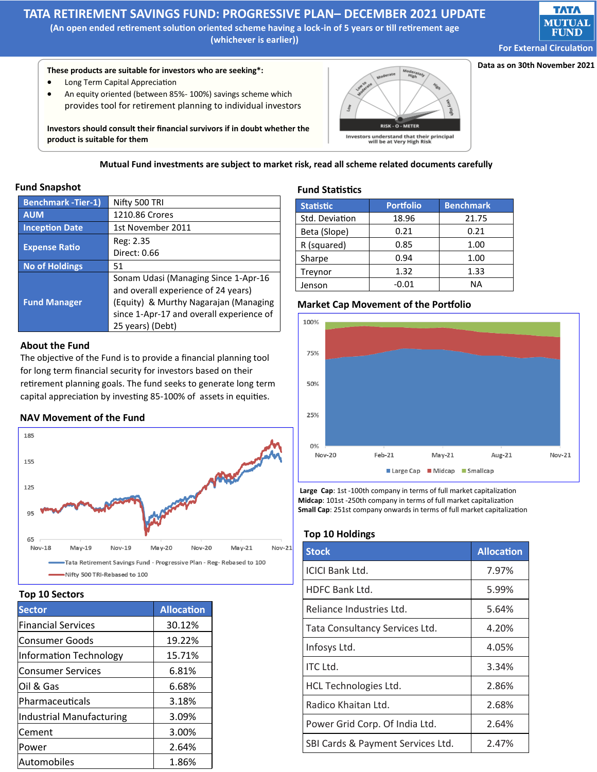# TATA RETIREMENT SAVINGS FUND: PROGRESSIVE PLAN– DECEMBER 2021 UPDATE

**(An open ended retirement solution oriented scheme having a lock-in of 5 years or till retirement age (whichever is earlier))**

For External Circulation

Data as on 30th November 2021

**These products are suitable for investors who are seeking\*:**

- Long Term Capital Appreciation
- An equity oriented (between 85%- 100%) savings scheme which provides tool for retirement planning to individual investors

**Investors should consult their financial survivors if in doubt whether the product is suitable for them**

RISK - O - METER: Low, Low to Moderate, Moderate, Moderately High, High, Very High

Investors understand that their principal will be at Very High Risk

**Mutual Fund investments are subject to market risk, read all scheme related documents carefully**

## Fund Snapshot

| | |
|---|---|
| Benchmark -Tier-1) | Nifty 500 TRI |
| AUM | 1210.86 Crores |
| Inception Date | 1st November 2011 |
| Expense Ratio | Reg: 2.35<br>Direct: 0.66 |
| No of Holdings | 51 |
| Fund Manager | Sonam Udasi (Managing Since 1-Apr-16 and overall experience of 24 years) (Equity) & Murthy Nagarajan (Managing since 1-Apr-17 and overall experience of 25 years) (Debt) |

## About the Fund

The objective of the Fund is to provide a financial planning tool for long term financial security for investors based on their retirement planning goals. The fund seeks to generate long term capital appreciation by investing 85-100% of assets in equities.

## NAV Movement of the Fund

Legend: Tata Retirement Savings Fund - Progressive Plan - Reg- Rebased to 100; Nifty 500 TRI-Rebased to 100 (Nov-18 to Nov-21)

## Top 10 Sectors

| Sector | Allocation |
|---|---|
| Financial Services | 30.12% |
| Consumer Goods | 19.22% |
| Information Technology | 15.71% |
| Consumer Services | 6.81% |
| Oil & Gas | 6.68% |
| Pharmaceuticals | 3.18% |
| Industrial Manufacturing | 3.09% |
| Cement | 3.00% |
| Power | 2.64% |
| Automobiles | 1.86% |

## Fund Statistics

| Statistic | Portfolio | Benchmark |
|---|---|---|
| Std. Deviation | 18.96 | 21.75 |
| Beta (Slope) | 0.21 | 0.21 |
| R (squared) | 0.85 | 1.00 |
| Sharpe | 0.94 | 1.00 |
| Treynor | 1.32 | 1.33 |
| Jenson | -0.01 | NA |

## Market Cap Movement of the Portfolio

Legend: Large Cap, Midcap, Smallcap (Nov-20 to Nov-21)

**Large Cap**: 1st -100th company in terms of full market capitalization
**Midcap**: 101st -250th company in terms of full market capitalization
**Small Cap**: 251st company onwards in terms of full market capitalization

## Top 10 Holdings

| Stock | Allocation |
|---|---|
| ICICI Bank Ltd. | 7.97% |
| HDFC Bank Ltd. | 5.99% |
| Reliance Industries Ltd. | 5.64% |
| Tata Consultancy Services Ltd. | 4.20% |
| Infosys Ltd. | 4.05% |
| ITC Ltd. | 3.34% |
| HCL Technologies Ltd. | 2.86% |
| Radico Khaitan Ltd. | 2.68% |
| Power Grid Corp. Of India Ltd. | 2.64% |
| SBI Cards & Payment Services Ltd. | 2.47% |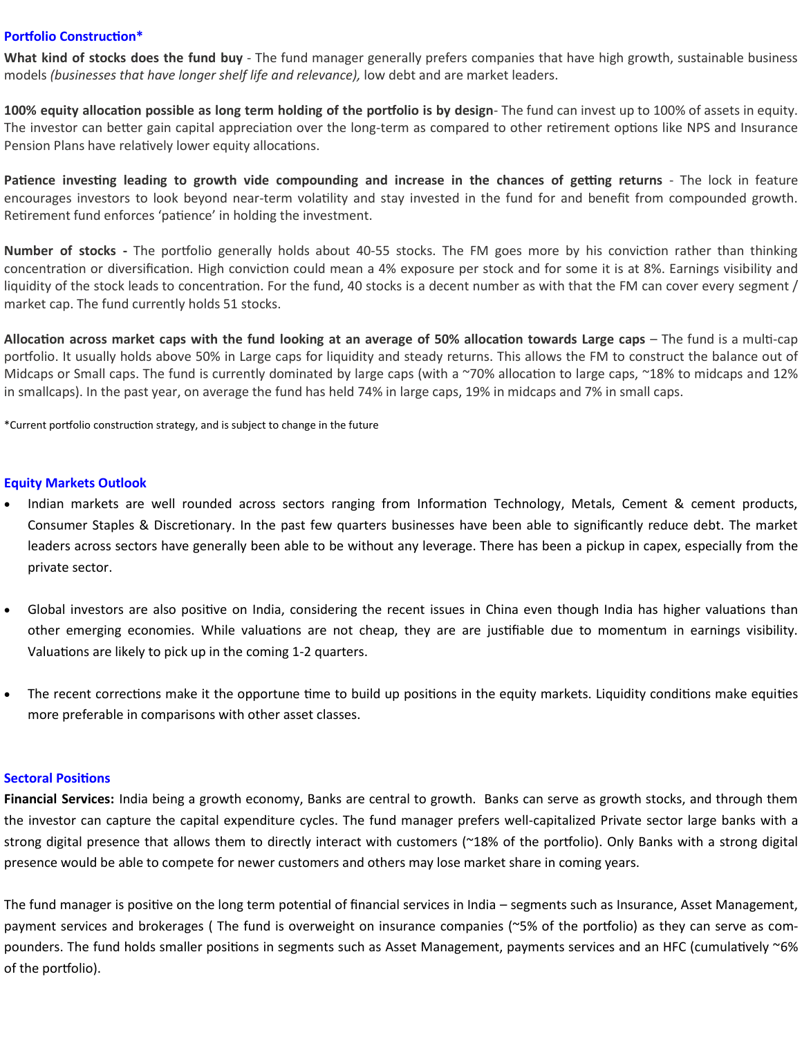## Portfolio Construction*

**What kind of stocks does the fund buy** - The fund manager generally prefers companies that have high growth, sustainable business models *(businesses that have longer shelf life and relevance),* low debt and are market leaders.

**100% equity allocation possible as long term holding of the portfolio is by design**- The fund can invest up to 100% of assets in equity. The investor can better gain capital appreciation over the long-term as compared to other retirement options like NPS and Insurance Pension Plans have relatively lower equity allocations.

**Patience investing leading to growth vide compounding and increase in the chances of getting returns** - The lock in feature encourages investors to look beyond near-term volatility and stay invested in the fund for and benefit from compounded growth. Retirement fund enforces 'patience' in holding the investment.

**Number of stocks -** The portfolio generally holds about 40-55 stocks. The FM goes more by his conviction rather than thinking concentration or diversification. High conviction could mean a 4% exposure per stock and for some it is at 8%. Earnings visibility and liquidity of the stock leads to concentration. For the fund, 40 stocks is a decent number as with that the FM can cover every segment / market cap. The fund currently holds 51 stocks.

**Allocation across market caps with the fund looking at an average of 50% allocation towards Large caps** – The fund is a multi-cap portfolio. It usually holds above 50% in Large caps for liquidity and steady returns. This allows the FM to construct the balance out of Midcaps or Small caps. The fund is currently dominated by large caps (with a ~70% allocation to large caps, ~18% to midcaps and 12% in smallcaps). In the past year, on average the fund has held 74% in large caps, 19% in midcaps and 7% in small caps.

*Current portfolio construction strategy, and is subject to change in the future

## Equity Markets Outlook

- Indian markets are well rounded across sectors ranging from Information Technology, Metals, Cement & cement products, Consumer Staples & Discretionary. In the past few quarters businesses have been able to significantly reduce debt. The market leaders across sectors have generally been able to be without any leverage. There has been a pickup in capex, especially from the private sector.

- Global investors are also positive on India, considering the recent issues in China even though India has higher valuations than other emerging economies. While valuations are not cheap, they are are justifiable due to momentum in earnings visibility. Valuations are likely to pick up in the coming 1-2 quarters.

- The recent corrections make it the opportune time to build up positions in the equity markets. Liquidity conditions make equities more preferable in comparisons with other asset classes.

## Sectoral Positions

**Financial Services:** India being a growth economy, Banks are central to growth. Banks can serve as growth stocks, and through them the investor can capture the capital expenditure cycles. The fund manager prefers well-capitalized Private sector large banks with a strong digital presence that allows them to directly interact with customers (~18% of the portfolio). Only Banks with a strong digital presence would be able to compete for newer customers and others may lose market share in coming years.

The fund manager is positive on the long term potential of financial services in India – segments such as Insurance, Asset Management, payment services and brokerages ( The fund is overweight on insurance companies (~5% of the portfolio) as they can serve as compounders. The fund holds smaller positions in segments such as Asset Management, payments services and an HFC (cumulatively ~6% of the portfolio).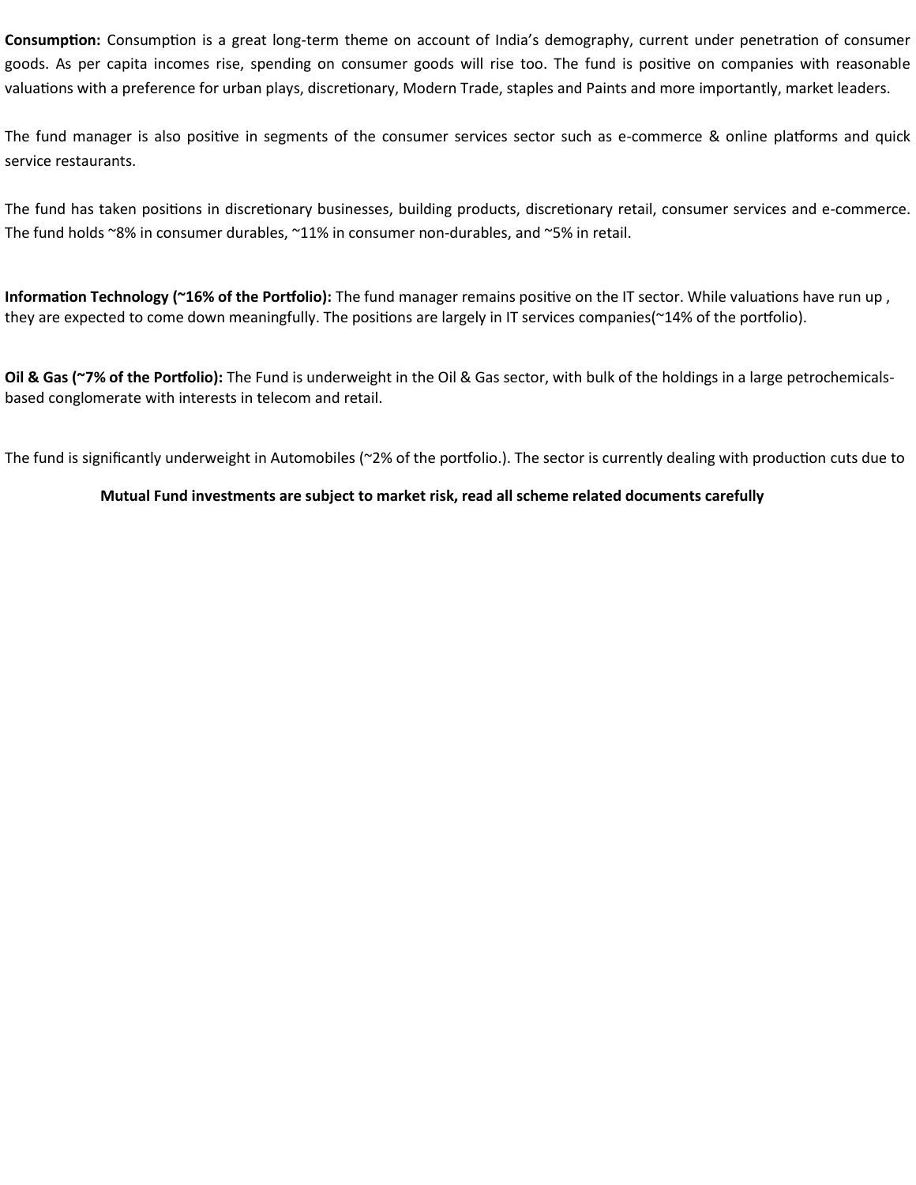**Consumption:** Consumption is a great long-term theme on account of India's demography, current under penetration of consumer goods. As per capita incomes rise, spending on consumer goods will rise too. The fund is positive on companies with reasonable valuations with a preference for urban plays, discretionary, Modern Trade, staples and Paints and more importantly, market leaders.

The fund manager is also positive in segments of the consumer services sector such as e-commerce & online platforms and quick service restaurants.

The fund has taken positions in discretionary businesses, building products, discretionary retail, consumer services and e-commerce. The fund holds ~8% in consumer durables, ~11% in consumer non-durables, and ~5% in retail.

**Information Technology (~16% of the Portfolio):** The fund manager remains positive on the IT sector. While valuations have run up , they are expected to come down meaningfully. The positions are largely in IT services companies(~14% of the portfolio).

**Oil & Gas (~7% of the Portfolio):** The Fund is underweight in the Oil & Gas sector, with bulk of the holdings in a large petrochemicals-based conglomerate with interests in telecom and retail.

The fund is significantly underweight in Automobiles (~2% of the portfolio.). The sector is currently dealing with production cuts due to

**Mutual Fund investments are subject to market risk, read all scheme related documents carefully**